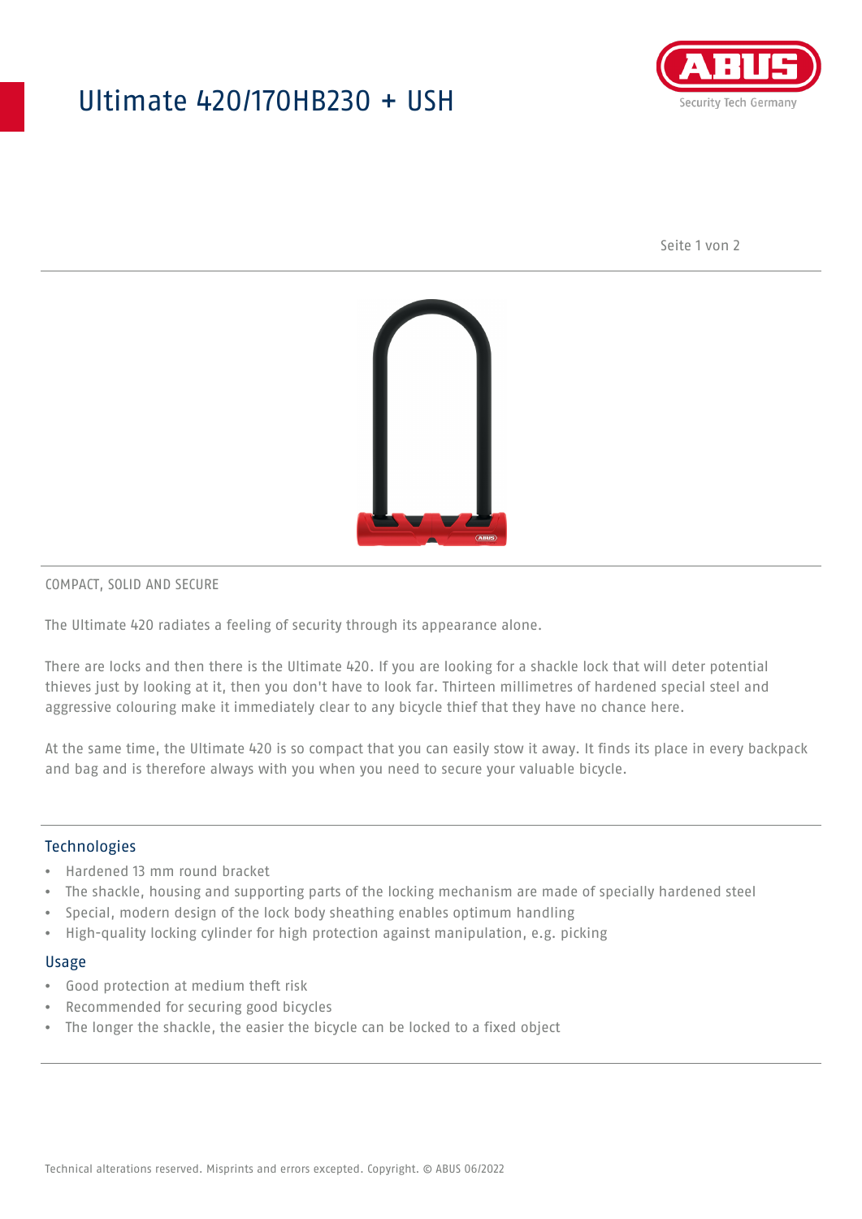# Ultimate 420/170HB230 + USH

COMPACT, SOLID AND SECURE

The Ultimate 420 radiates a feeling of security through its appearance alone.

There are locks and then there is the Ultimate 420. If you are looking for a shackle lock that will deter potential thieves just by looking at it, then you don't have to look far. Thirteen millimetres of hardened special steel and aggressive colouring make it immediately clear to any bicycle thief that they have no chance here.

At the same time, the Ultimate 420 is so compact that you can easily stow it away. It finds its place in every backpack and bag and is therefore always with you when you need to secure your valuable bicycle.

## Technologies

- Hardened 13 mm round bracket
- The shackle, housing and supporting parts of the locking mechanism are made of specially hardened steel
- Special, modern design of the lock body sheathing enables optimum handling
- High-quality locking cylinder for high protection against manipulation, e.g. picking

## Usage

- Good protection at medium theft risk
- Recommended for securing good bicycles
- The longer the shackle, the easier the bicycle can be locked to a fixed object

Technical alterations reserved. Misprints and errors excepted. Copyright. © ABUS 06/2022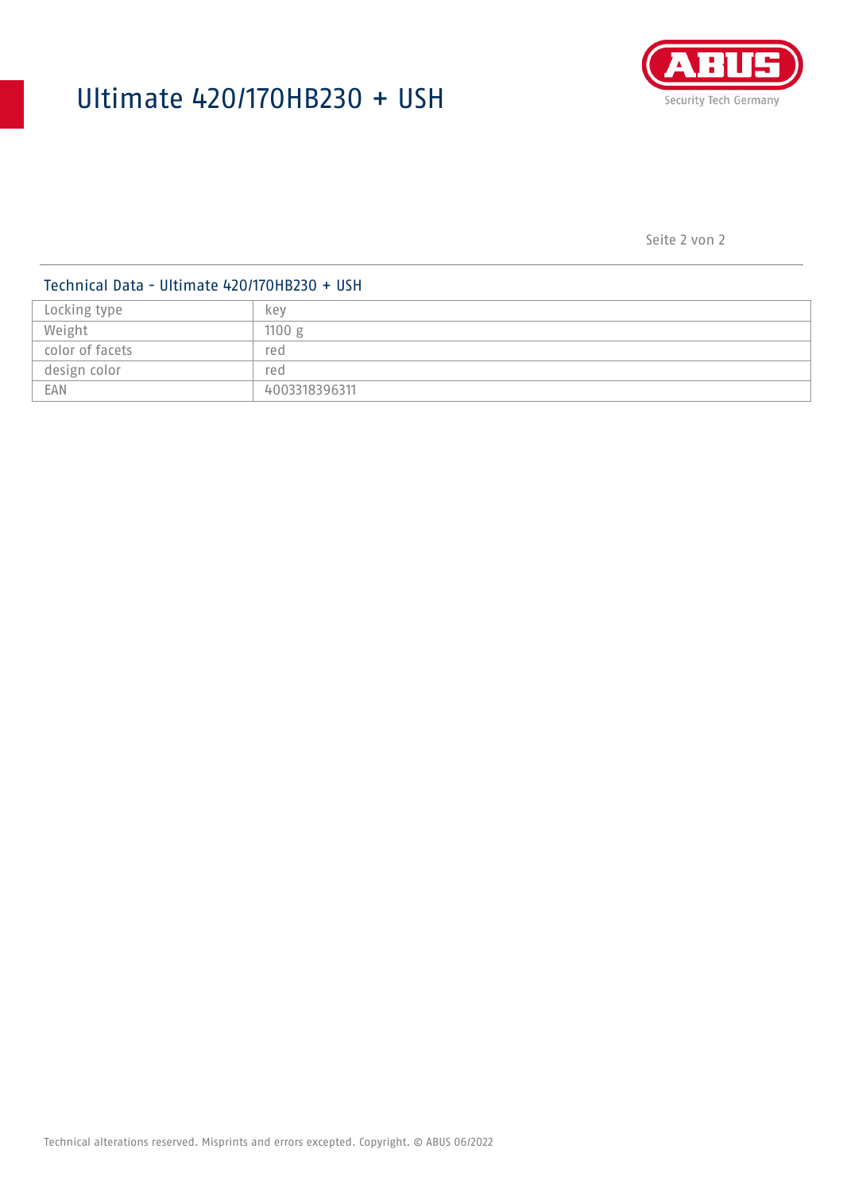## Technical Data - Ultimate 420/170HB230 + USH

| | |
|---|---|
| Locking type | key |
| Weight | 1100 g |
| color of facets | red |
| design color | red |
| EAN | 4003318396311 |

Technical alterations reserved. Misprints and errors excepted. Copyright. © ABUS 06/2022